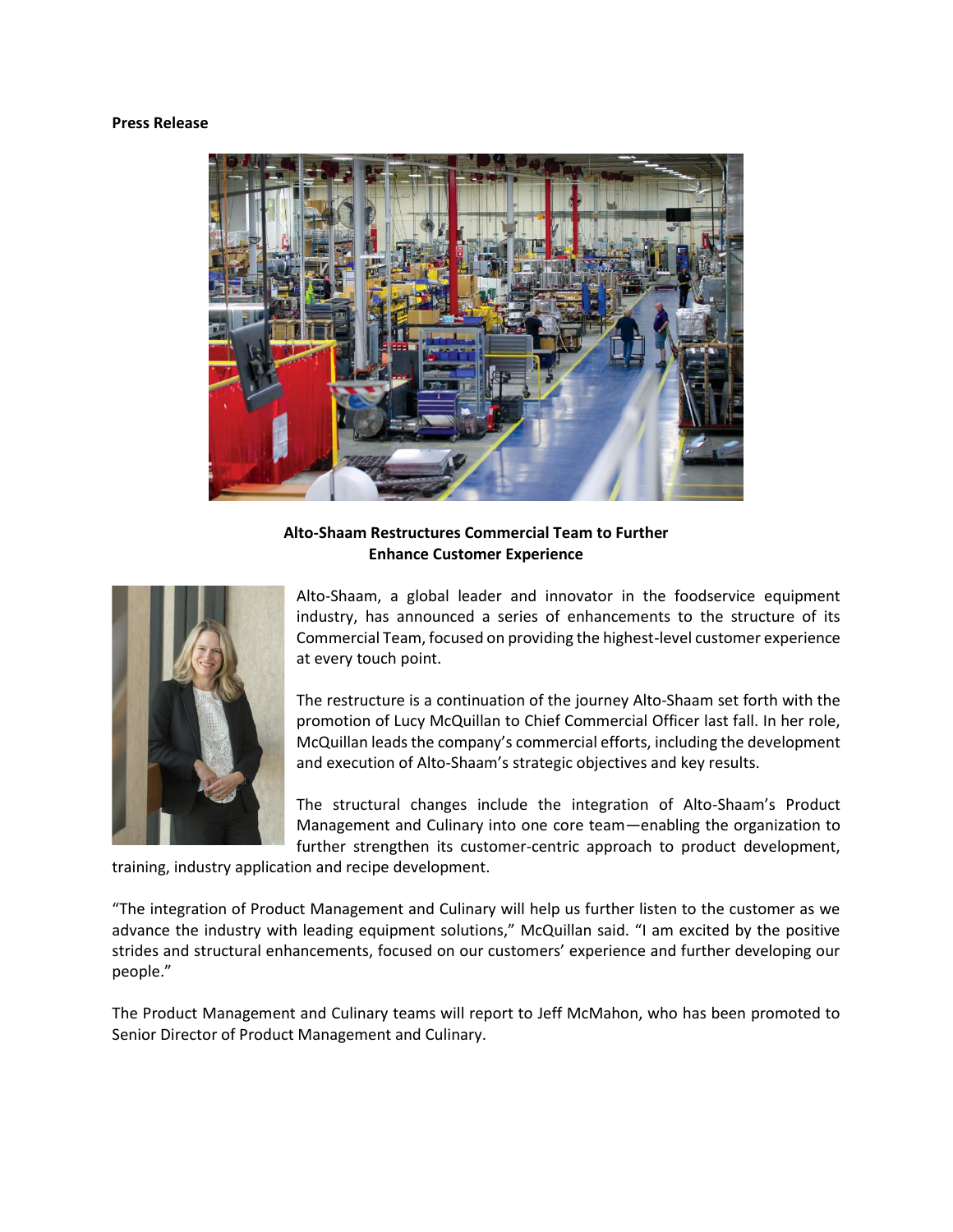**Press Release**

**Alto-Shaam Restructures Commercial Team to Further Enhance Customer Experience**

Alto-Shaam, a global leader and innovator in the foodservice equipment industry, has announced a series of enhancements to the structure of its Commercial Team, focused on providing the highest-level customer experience at every touch point.

The restructure is a continuation of the journey Alto-Shaam set forth with the promotion of Lucy McQuillan to Chief Commercial Officer last fall. In her role, McQuillan leads the company's commercial efforts, including the development and execution of Alto-Shaam's strategic objectives and key results.

The structural changes include the integration of Alto-Shaam's Product Management and Culinary into one core team—enabling the organization to further strengthen its customer-centric approach to product development, training, industry application and recipe development.

"The integration of Product Management and Culinary will help us further listen to the customer as we advance the industry with leading equipment solutions," McQuillan said. "I am excited by the positive strides and structural enhancements, focused on our customers' experience and further developing our people."

The Product Management and Culinary teams will report to Jeff McMahon, who has been promoted to Senior Director of Product Management and Culinary.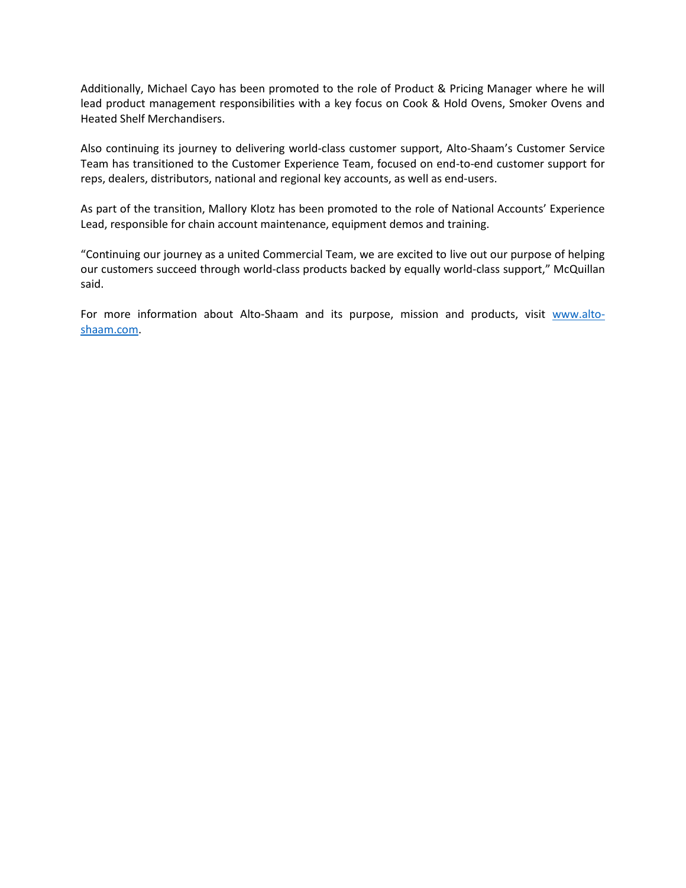Additionally, Michael Cayo has been promoted to the role of Product & Pricing Manager where he will lead product management responsibilities with a key focus on Cook & Hold Ovens, Smoker Ovens and Heated Shelf Merchandisers.

Also continuing its journey to delivering world-class customer support, Alto-Shaam's Customer Service Team has transitioned to the Customer Experience Team, focused on end-to-end customer support for reps, dealers, distributors, national and regional key accounts, as well as end-users.

As part of the transition, Mallory Klotz has been promoted to the role of National Accounts' Experience Lead, responsible for chain account maintenance, equipment demos and training.

"Continuing our journey as a united Commercial Team, we are excited to live out our purpose of helping our customers succeed through world-class products backed by equally world-class support," McQuillan said.

For more information about Alto-Shaam and its purpose, mission and products, visit [www.alto-shaam.com](http://www.alto-shaam.com).